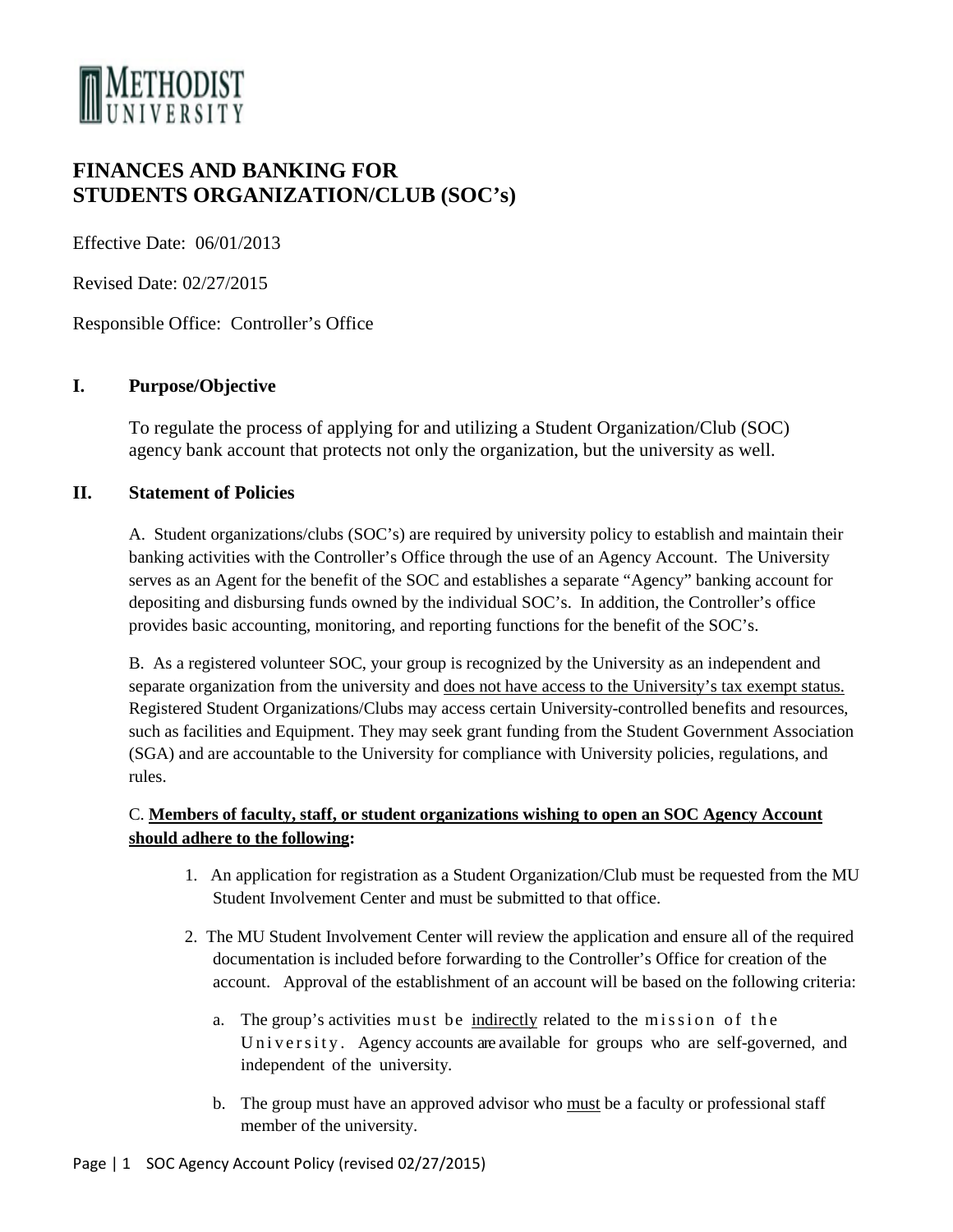METHODIST UNIVERSITY

# FINANCES AND BANKING FOR STUDENTS ORGANIZATION/CLUB (SOC's)

Effective Date: 06/01/2013

Revised Date: 02/27/2015

Responsible Office: Controller's Office

## I. Purpose/Objective

To regulate the process of applying for and utilizing a Student Organization/Club (SOC) agency bank account that protects not only the organization, but the university as well.

## II. Statement of Policies

A. Student organizations/clubs (SOC's) are required by university policy to establish and maintain their banking activities with the Controller's Office through the use of an Agency Account. The University serves as an Agent for the benefit of the SOC and establishes a separate "Agency" banking account for depositing and disbursing funds owned by the individual SOC's. In addition, the Controller's office provides basic accounting, monitoring, and reporting functions for the benefit of the SOC's.

B. As a registered volunteer SOC, your group is recognized by the University as an independent and separate organization from the university and <u>does not have access to the University's tax exempt status.</u> Registered Student Organizations/Clubs may access certain University-controlled benefits and resources, such as facilities and Equipment. They may seek grant funding from the Student Government Association (SGA) and are accountable to the University for compliance with University policies, regulations, and rules.

C. **<u>Members of faculty, staff, or student organizations wishing to open an SOC Agency Account should adhere to the following</u>:**

1. An application for registration as a Student Organization/Club must be requested from the MU Student Involvement Center and must be submitted to that office.

2. The MU Student Involvement Center will review the application and ensure all of the required documentation is included before forwarding to the Controller's Office for creation of the account. Approval of the establishment of an account will be based on the following criteria:

   a. The group's activities must be <u>indirectly</u> related to the mission of the University. Agency accounts are available for groups who are self-governed, and independent of the university.

   b. The group must have an approved advisor who <u>must</u> be a faculty or professional staff member of the university.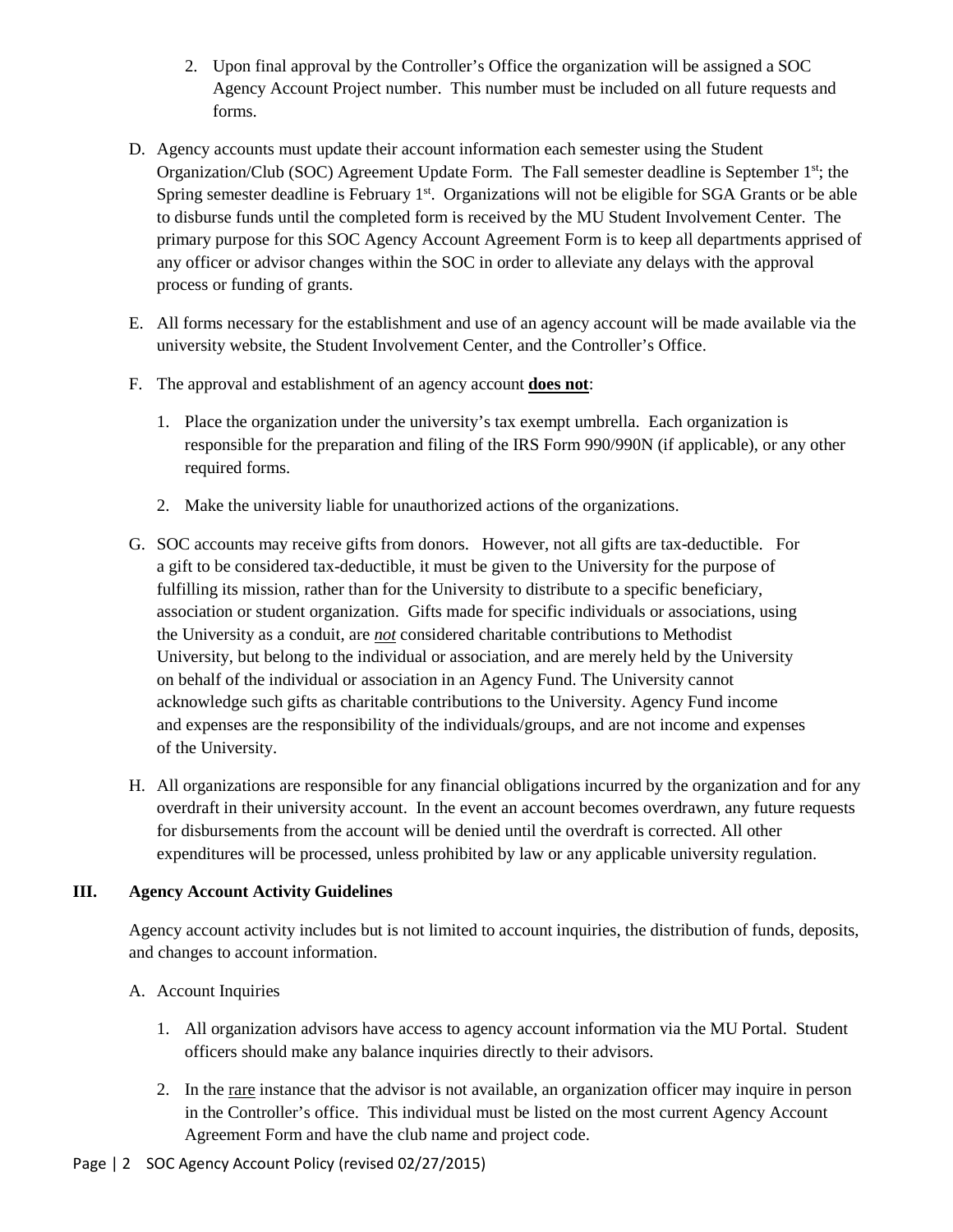2. Upon final approval by the Controller's Office the organization will be assigned a SOC Agency Account Project number. This number must be included on all future requests and forms.

D. Agency accounts must update their account information each semester using the Student Organization/Club (SOC) Agreement Update Form. The Fall semester deadline is September 1st; the Spring semester deadline is February 1st. Organizations will not be eligible for SGA Grants or be able to disburse funds until the completed form is received by the MU Student Involvement Center. The primary purpose for this SOC Agency Account Agreement Form is to keep all departments apprised of any officer or advisor changes within the SOC in order to alleviate any delays with the approval process or funding of grants.

E. All forms necessary for the establishment and use of an agency account will be made available via the university website, the Student Involvement Center, and the Controller's Office.

F. The approval and establishment of an agency account **does not**:

1. Place the organization under the university's tax exempt umbrella. Each organization is responsible for the preparation and filing of the IRS Form 990/990N (if applicable), or any other required forms.
2. Make the university liable for unauthorized actions of the organizations.

G. SOC accounts may receive gifts from donors. However, not all gifts are tax-deductible. For a gift to be considered tax-deductible, it must be given to the University for the purpose of fulfilling its mission, rather than for the University to distribute to a specific beneficiary, association or student organization. Gifts made for specific individuals or associations, using the University as a conduit, are ***not*** considered charitable contributions to Methodist University, but belong to the individual or association, and are merely held by the University on behalf of the individual or association in an Agency Fund. The University cannot acknowledge such gifts as charitable contributions to the University. Agency Fund income and expenses are the responsibility of the individuals/groups, and are not income and expenses of the University.

H. All organizations are responsible for any financial obligations incurred by the organization and for any overdraft in their university account. In the event an account becomes overdrawn, any future requests for disbursements from the account will be denied until the overdraft is corrected. All other expenditures will be processed, unless prohibited by law or any applicable university regulation.

## III. Agency Account Activity Guidelines

Agency account activity includes but is not limited to account inquiries, the distribution of funds, deposits, and changes to account information.

A. Account Inquiries

1. All organization advisors have access to agency account information via the MU Portal. Student officers should make any balance inquiries directly to their advisors.
2. In the rare instance that the advisor is not available, an organization officer may inquire in person in the Controller's office. This individual must be listed on the most current Agency Account Agreement Form and have the club name and project code.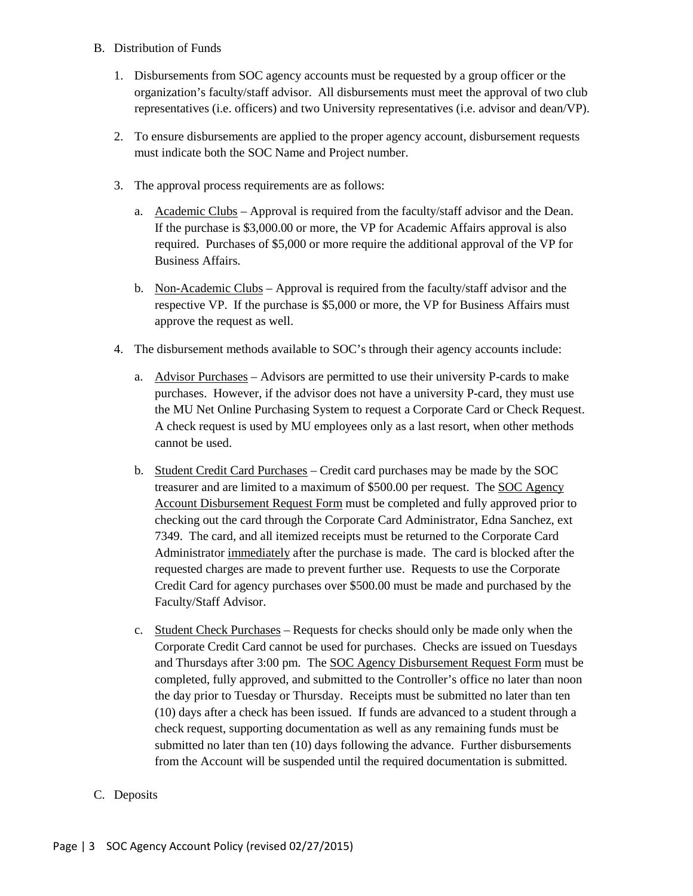B. Distribution of Funds

1. Disbursements from SOC agency accounts must be requested by a group officer or the organization's faculty/staff advisor. All disbursements must meet the approval of two club representatives (i.e. officers) and two University representatives (i.e. advisor and dean/VP).

2. To ensure disbursements are applied to the proper agency account, disbursement requests must indicate both the SOC Name and Project number.

3. The approval process requirements are as follows:

   a. Academic Clubs – Approval is required from the faculty/staff advisor and the Dean. If the purchase is $3,000.00 or more, the VP for Academic Affairs approval is also required. Purchases of $5,000 or more require the additional approval of the VP for Business Affairs.

   b. Non-Academic Clubs – Approval is required from the faculty/staff advisor and the respective VP. If the purchase is $5,000 or more, the VP for Business Affairs must approve the request as well.

4. The disbursement methods available to SOC's through their agency accounts include:

   a. Advisor Purchases – Advisors are permitted to use their university P-cards to make purchases. However, if the advisor does not have a university P-card, they must use the MU Net Online Purchasing System to request a Corporate Card or Check Request. A check request is used by MU employees only as a last resort, when other methods cannot be used.

   b. Student Credit Card Purchases – Credit card purchases may be made by the SOC treasurer and are limited to a maximum of $500.00 per request. The SOC Agency Account Disbursement Request Form must be completed and fully approved prior to checking out the card through the Corporate Card Administrator, Edna Sanchez, ext 7349. The card, and all itemized receipts must be returned to the Corporate Card Administrator immediately after the purchase is made. The card is blocked after the requested charges are made to prevent further use. Requests to use the Corporate Credit Card for agency purchases over $500.00 must be made and purchased by the Faculty/Staff Advisor.

   c. Student Check Purchases – Requests for checks should only be made only when the Corporate Credit Card cannot be used for purchases. Checks are issued on Tuesdays and Thursdays after 3:00 pm. The SOC Agency Disbursement Request Form must be completed, fully approved, and submitted to the Controller's office no later than noon the day prior to Tuesday or Thursday. Receipts must be submitted no later than ten (10) days after a check has been issued. If funds are advanced to a student through a check request, supporting documentation as well as any remaining funds must be submitted no later than ten (10) days following the advance. Further disbursements from the Account will be suspended until the required documentation is submitted.

C. Deposits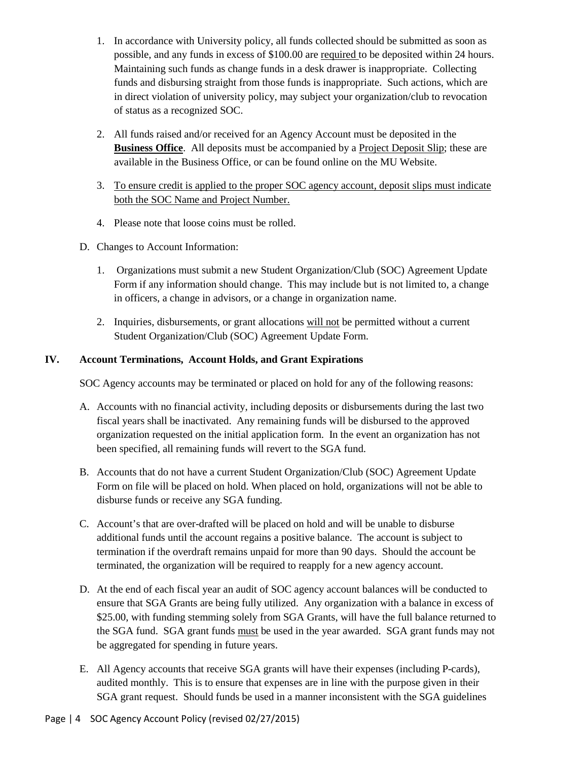1. In accordance with University policy, all funds collected should be submitted as soon as possible, and any funds in excess of $100.00 are <u>required</u> to be deposited within 24 hours. Maintaining such funds as change funds in a desk drawer is inappropriate. Collecting funds and disbursing straight from those funds is inappropriate. Such actions, which are in direct violation of university policy, may subject your organization/club to revocation of status as a recognized SOC.

2. All funds raised and/or received for an Agency Account must be deposited in the **<u>Business Office</u>**. All deposits must be accompanied by a <u>Project Deposit Slip</u>; these are available in the Business Office, or can be found online on the MU Website.

3. <u>To ensure credit is applied to the proper SOC agency account, deposit slips must indicate both the SOC Name and Project Number.</u>

4. Please note that loose coins must be rolled.

D. Changes to Account Information:

1. Organizations must submit a new Student Organization/Club (SOC) Agreement Update Form if any information should change. This may include but is not limited to, a change in officers, a change in advisors, or a change in organization name.

2. Inquiries, disbursements, or grant allocations <u>will not</u> be permitted without a current Student Organization/Club (SOC) Agreement Update Form.

## IV. Account Terminations, Account Holds, and Grant Expirations

SOC Agency accounts may be terminated or placed on hold for any of the following reasons:

A. Accounts with no financial activity, including deposits or disbursements during the last two fiscal years shall be inactivated. Any remaining funds will be disbursed to the approved organization requested on the initial application form. In the event an organization has not been specified, all remaining funds will revert to the SGA fund.

B. Accounts that do not have a current Student Organization/Club (SOC) Agreement Update Form on file will be placed on hold. When placed on hold, organizations will not be able to disburse funds or receive any SGA funding.

C. Account's that are over-drafted will be placed on hold and will be unable to disburse additional funds until the account regains a positive balance. The account is subject to termination if the overdraft remains unpaid for more than 90 days. Should the account be terminated, the organization will be required to reapply for a new agency account.

D. At the end of each fiscal year an audit of SOC agency account balances will be conducted to ensure that SGA Grants are being fully utilized. Any organization with a balance in excess of $25.00, with funding stemming solely from SGA Grants, will have the full balance returned to the SGA fund. SGA grant funds <u>must</u> be used in the year awarded. SGA grant funds may not be aggregated for spending in future years.

E. All Agency accounts that receive SGA grants will have their expenses (including P-cards), audited monthly. This is to ensure that expenses are in line with the purpose given in their SGA grant request. Should funds be used in a manner inconsistent with the SGA guidelines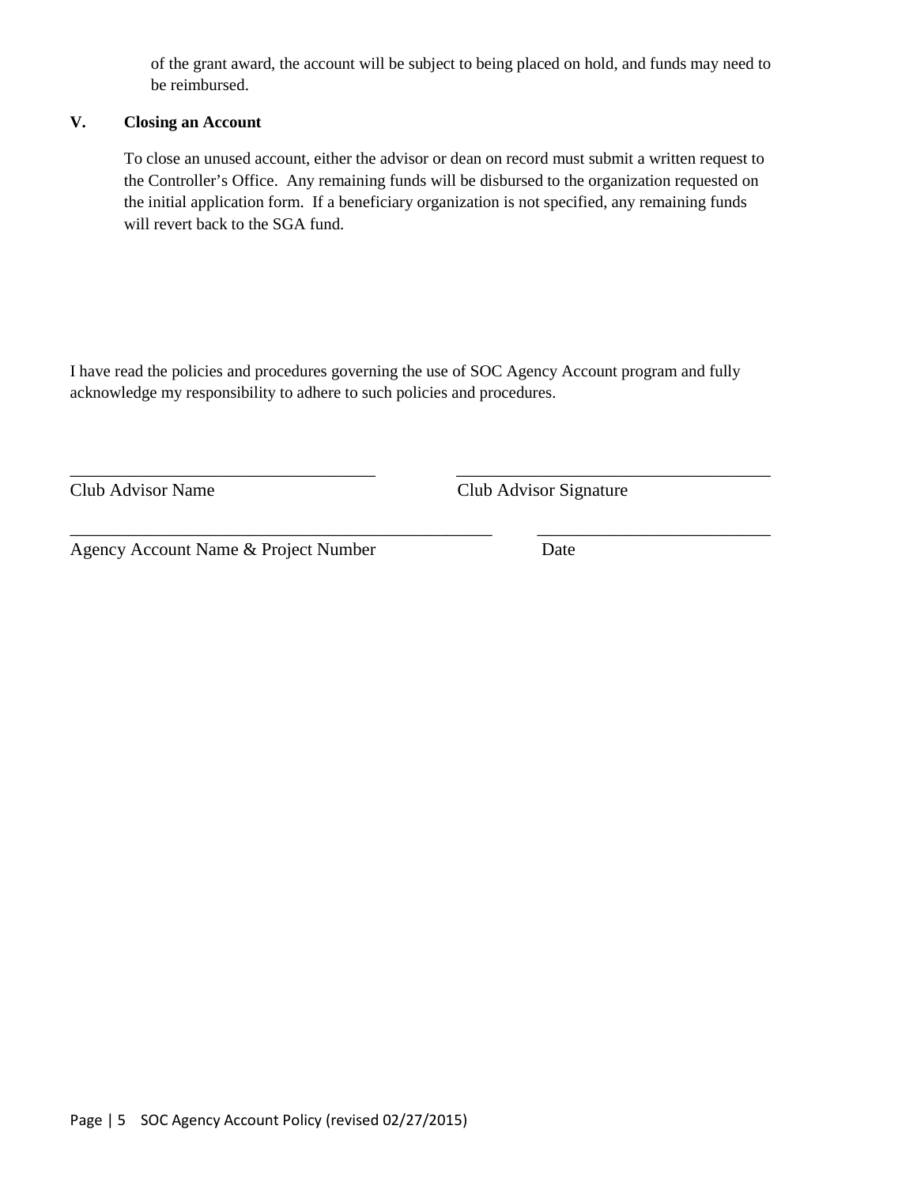of the grant award, the account will be subject to being placed on hold, and funds may need to be reimbursed.

## V. Closing an Account

To close an unused account, either the advisor or dean on record must submit a written request to the Controller's Office. Any remaining funds will be disbursed to the organization requested on the initial application form. If a beneficiary organization is not specified, any remaining funds will revert back to the SGA fund.

I have read the policies and procedures governing the use of SOC Agency Account program and fully acknowledge my responsibility to adhere to such policies and procedures.

| | |
|---|---|
| \_\_\_\_\_\_\_\_\_\_\_\_\_\_\_\_\_\_\_\_\_\_\_\_\_\_\_\_\_\_\_\_\_\_\_ | \_\_\_\_\_\_\_\_\_\_\_\_\_\_\_\_\_\_\_\_\_\_\_\_\_\_\_\_\_\_\_\_\_\_\_ |
| Club Advisor Name | Club Advisor Signature |
| \_\_\_\_\_\_\_\_\_\_\_\_\_\_\_\_\_\_\_\_\_\_\_\_\_\_\_\_\_\_\_\_\_\_\_\_\_\_\_\_\_\_\_\_\_\_\_\_ | \_\_\_\_\_\_\_\_\_\_\_\_\_\_\_\_\_\_\_\_\_\_\_\_\_\_\_ |
| Agency Account Name & Project Number | Date |